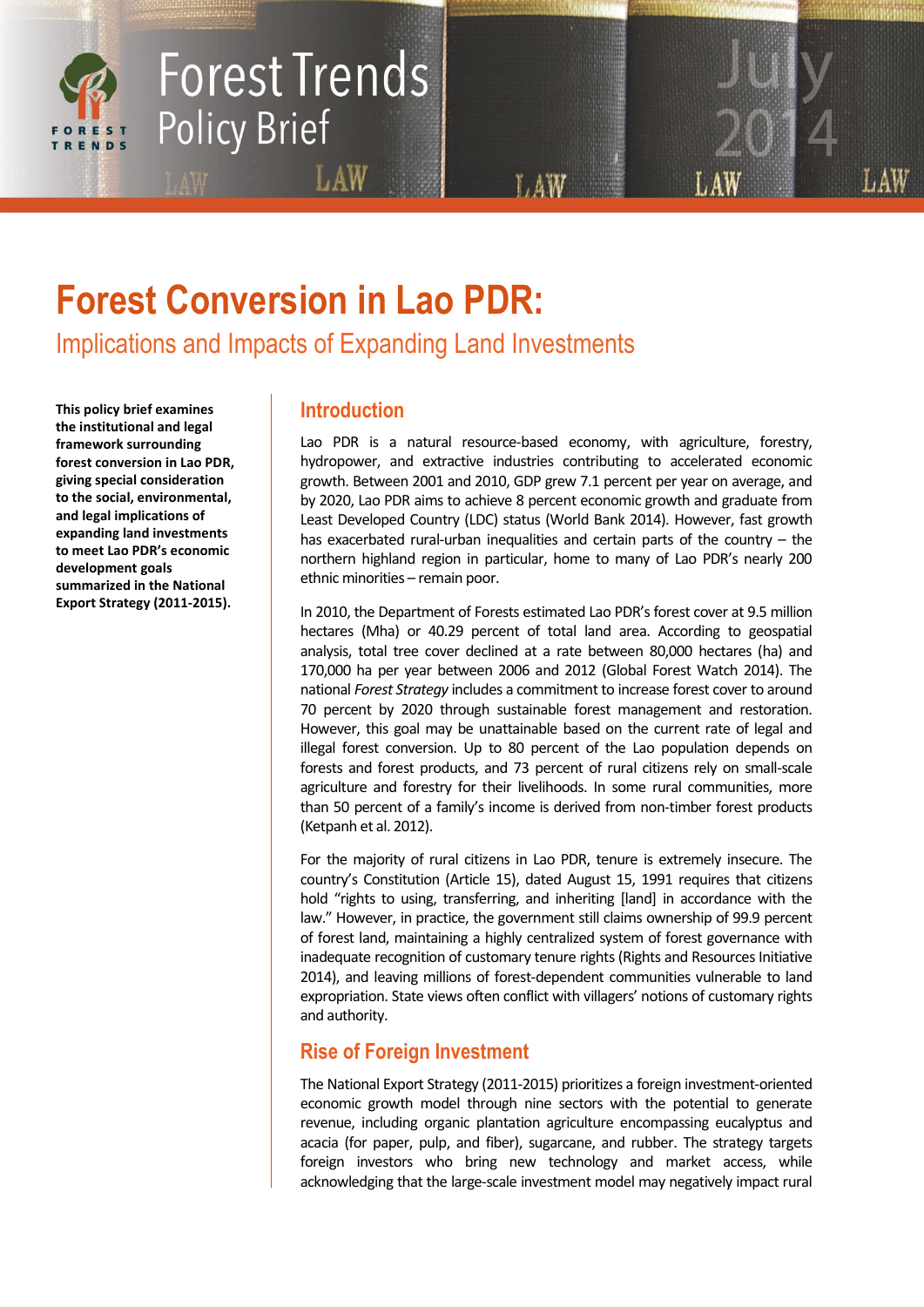# Forest Conversion in Lao PDR:

## Implications and Impacts of Expanding Land Investments

**This policy brief examines the institutional and legal framework surrounding forest conversion in Lao PDR, giving special consideration to the social, environmental, and legal implications of expanding land investments to meet Lao PDR's economic development goals summarized in the National Export Strategy (2011-2015).**

### Introduction

Lao PDR is a natural resource-based economy, with agriculture, forestry, hydropower, and extractive industries contributing to accelerated economic growth. Between 2001 and 2010, GDP grew 7.1 percent per year on average, and by 2020, Lao PDR aims to achieve 8 percent economic growth and graduate from Least Developed Country (LDC) status (World Bank 2014). However, fast growth has exacerbated rural-urban inequalities and certain parts of the country – the northern highland region in particular, home to many of Lao PDR's nearly 200 ethnic minorities – remain poor.

In 2010, the Department of Forests estimated Lao PDR's forest cover at 9.5 million hectares (Mha) or 40.29 percent of total land area. According to geospatial analysis, total tree cover declined at a rate between 80,000 hectares (ha) and 170,000 ha per year between 2006 and 2012 (Global Forest Watch 2014). The national *Forest Strategy* includes a commitment to increase forest cover to around 70 percent by 2020 through sustainable forest management and restoration. However, this goal may be unattainable based on the current rate of legal and illegal forest conversion. Up to 80 percent of the Lao population depends on forests and forest products, and 73 percent of rural citizens rely on small-scale agriculture and forestry for their livelihoods. In some rural communities, more than 50 percent of a family's income is derived from non-timber forest products (Ketpanh et al. 2012).

For the majority of rural citizens in Lao PDR, tenure is extremely insecure. The country's Constitution (Article 15), dated August 15, 1991 requires that citizens hold "rights to using, transferring, and inheriting [land] in accordance with the law." However, in practice, the government still claims ownership of 99.9 percent of forest land, maintaining a highly centralized system of forest governance with inadequate recognition of customary tenure rights (Rights and Resources Initiative 2014), and leaving millions of forest-dependent communities vulnerable to land expropriation. State views often conflict with villagers' notions of customary rights and authority.

### Rise of Foreign Investment

The National Export Strategy (2011-2015) prioritizes a foreign investment-oriented economic growth model through nine sectors with the potential to generate revenue, including organic plantation agriculture encompassing eucalyptus and acacia (for paper, pulp, and fiber), sugarcane, and rubber. The strategy targets foreign investors who bring new technology and market access, while acknowledging that the large-scale investment model may negatively impact rural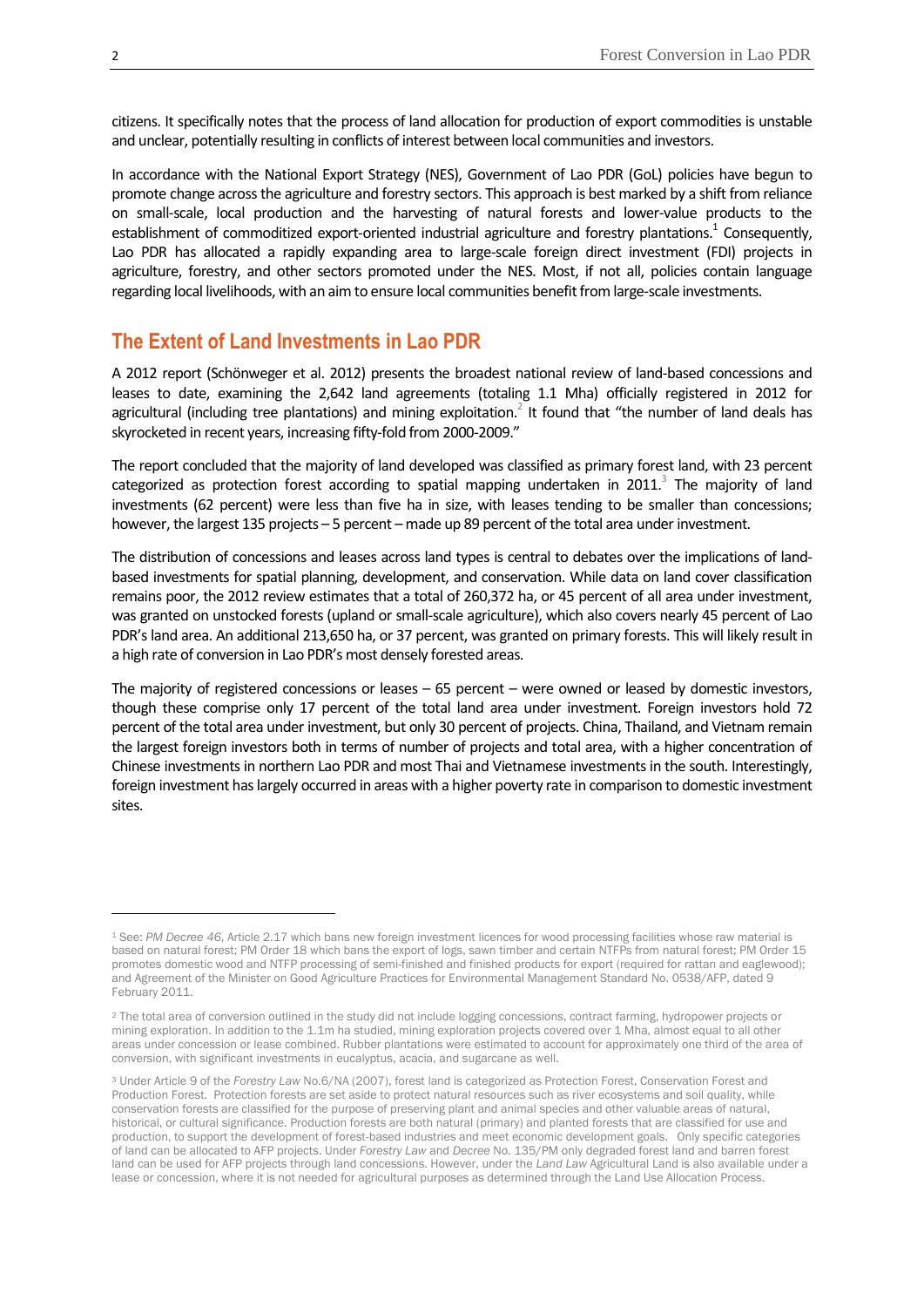citizens. It specifically notes that the process of land allocation for production of export commodities is unstable and unclear, potentially resulting in conflicts of interest between local communities and investors.

In accordance with the National Export Strategy (NES), Government of Lao PDR (GoL) policies have begun to promote change across the agriculture and forestry sectors. This approach is best marked by a shift from reliance on small-scale, local production and the harvesting of natural forests and lower-value products to the establishment of commoditized export-oriented industrial agriculture and forestry plantations.[1] Consequently, Lao PDR has allocated a rapidly expanding area to large-scale foreign direct investment (FDI) projects in agriculture, forestry, and other sectors promoted under the NES. Most, if not all, policies contain language regarding local livelihoods, with an aim to ensure local communities benefit from large-scale investments.

## The Extent of Land Investments in Lao PDR

A 2012 report (Schönweger et al. 2012) presents the broadest national review of land-based concessions and leases to date, examining the 2,642 land agreements (totaling 1.1 Mha) officially registered in 2012 for agricultural (including tree plantations) and mining exploitation.[2] It found that "the number of land deals has skyrocketed in recent years, increasing fifty-fold from 2000-2009."

The report concluded that the majority of land developed was classified as primary forest land, with 23 percent categorized as protection forest according to spatial mapping undertaken in 2011.[3] The majority of land investments (62 percent) were less than five ha in size, with leases tending to be smaller than concessions; however, the largest 135 projects – 5 percent – made up 89 percent of the total area under investment.

The distribution of concessions and leases across land types is central to debates over the implications of land-based investments for spatial planning, development, and conservation. While data on land cover classification remains poor, the 2012 review estimates that a total of 260,372 ha, or 45 percent of all area under investment, was granted on unstocked forests (upland or small-scale agriculture), which also covers nearly 45 percent of Lao PDR's land area. An additional 213,650 ha, or 37 percent, was granted on primary forests. This will likely result in a high rate of conversion in Lao PDR's most densely forested areas.

The majority of registered concessions or leases – 65 percent – were owned or leased by domestic investors, though these comprise only 17 percent of the total land area under investment. Foreign investors hold 72 percent of the total area under investment, but only 30 percent of projects. China, Thailand, and Vietnam remain the largest foreign investors both in terms of number of projects and total area, with a higher concentration of Chinese investments in northern Lao PDR and most Thai and Vietnamese investments in the south. Interestingly, foreign investment has largely occurred in areas with a higher poverty rate in comparison to domestic investment sites.

---

[1] See: *PM Decree 46*, Article 2.17 which bans new foreign investment licences for wood processing facilities whose raw material is based on natural forest; PM Order 18 which bans the export of logs, sawn timber and certain NTFPs from natural forest; PM Order 15 promotes domestic wood and NTFP processing of semi-finished and finished products for export (required for rattan and eaglewood); and Agreement of the Minister on Good Agriculture Practices for Environmental Management Standard No. 0538/AFP, dated 9 February 2011.

[2] The total area of conversion outlined in the study did not include logging concessions, contract farming, hydropower projects or mining exploration. In addition to the 1.1m ha studied, mining exploration projects covered over 1 Mha, almost equal to all other areas under concession or lease combined. Rubber plantations were estimated to account for approximately one third of the area of conversion, with significant investments in eucalyptus, acacia, and sugarcane as well.

[3] Under Article 9 of the *Forestry Law* No.6/NA (2007), forest land is categorized as Protection Forest, Conservation Forest and Production Forest. Protection forests are set aside to protect natural resources such as river ecosystems and soil quality, while conservation forests are classified for the purpose of preserving plant and animal species and other valuable areas of natural, historical, or cultural significance. Production forests are both natural (primary) and planted forests that are classified for use and production, to support the development of forest-based industries and meet economic development goals. Only specific categories of land can be allocated to AFP projects. Under *Forestry Law* and *Decree* No. 135/PM only degraded forest land and barren forest land can be used for AFP projects through land concessions. However, under the *Land Law* Agricultural Land is also available under a lease or concession, where it is not needed for agricultural purposes as determined through the Land Use Allocation Process.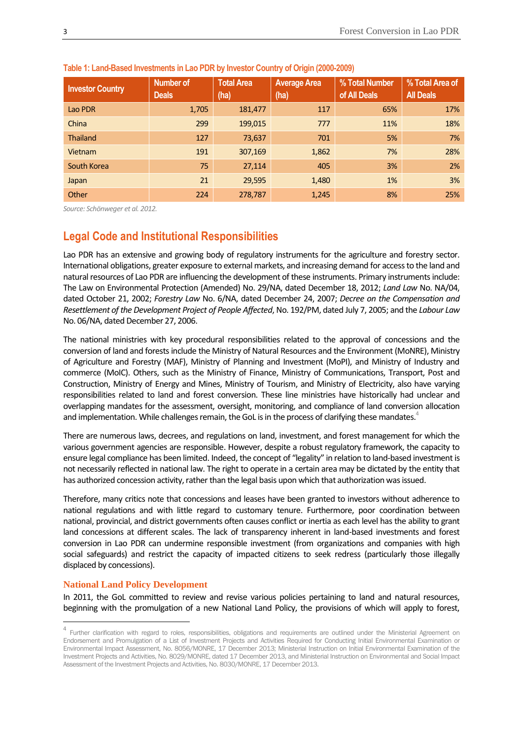Table 1: Land-Based Investments in Lao PDR by Investor Country of Origin (2000-2009)

| Investor Country | Number of Deals | Total Area (ha) | Average Area (ha) | % Total Number of All Deals | % Total Area of All Deals |
|---|---|---|---|---|---|
| Lao PDR | 1,705 | 181,477 | 117 | 65% | 17% |
| China | 299 | 199,015 | 777 | 11% | 18% |
| Thailand | 127 | 73,637 | 701 | 5% | 7% |
| Vietnam | 191 | 307,169 | 1,862 | 7% | 28% |
| South Korea | 75 | 27,114 | 405 | 3% | 2% |
| Japan | 21 | 29,595 | 1,480 | 1% | 3% |
| Other | 224 | 278,787 | 1,245 | 8% | 25% |

*Source: Schönweger et al. 2012.*

## Legal Code and Institutional Responsibilities

Lao PDR has an extensive and growing body of regulatory instruments for the agriculture and forestry sector. International obligations, greater exposure to external markets, and increasing demand for access to the land and natural resources of Lao PDR are influencing the development of these instruments. Primary instruments include: The Law on Environmental Protection (Amended) No. 29/NA, dated December 18, 2012; *Land Law* No. NA/04, dated October 21, 2002; *Forestry Law* No. 6/NA, dated December 24, 2007; *Decree on the Compensation and Resettlement of the Development Project of People Affected*, No. 192/PM, dated July 7, 2005; and the *Labour Law* No. 06/NA, dated December 27, 2006.

The national ministries with key procedural responsibilities related to the approval of concessions and the conversion of land and forests include the Ministry of Natural Resources and the Environment (MoNRE), Ministry of Agriculture and Forestry (MAF), Ministry of Planning and Investment (MoPI), and Ministry of Industry and commerce (MoIC). Others, such as the Ministry of Finance, Ministry of Communications, Transport, Post and Construction, Ministry of Energy and Mines, Ministry of Tourism, and Ministry of Electricity, also have varying responsibilities related to land and forest conversion. These line ministries have historically had unclear and overlapping mandates for the assessment, oversight, monitoring, and compliance of land conversion allocation and implementation. While challenges remain, the GoL is in the process of clarifying these mandates.[4]

There are numerous laws, decrees, and regulations on land, investment, and forest management for which the various government agencies are responsible. However, despite a robust regulatory framework, the capacity to ensure legal compliance has been limited. Indeed, the concept of "legality" in relation to land-based investment is not necessarily reflected in national law. The right to operate in a certain area may be dictated by the entity that has authorized concession activity, rather than the legal basis upon which that authorization was issued.

Therefore, many critics note that concessions and leases have been granted to investors without adherence to national regulations and with little regard to customary tenure. Furthermore, poor coordination between national, provincial, and district governments often causes conflict or inertia as each level has the ability to grant land concessions at different scales. The lack of transparency inherent in land-based investments and forest conversion in Lao PDR can undermine responsible investment (from organizations and companies with high social safeguards) and restrict the capacity of impacted citizens to seek redress (particularly those illegally displaced by concessions).

### National Land Policy Development

In 2011, the GoL committed to review and revise various policies pertaining to land and natural resources, beginning with the promulgation of a new National Land Policy, the provisions of which will apply to forest,

[4] Further clarification with regard to roles, responsibilities, obligations and requirements are outlined under the Ministerial Agreement on Endorsement and Promulgation of a List of Investment Projects and Activities Required for Conducting Initial Environmental Examination or Environmental Impact Assessment, No. 8056/MONRE, 17 December 2013; Ministerial Instruction on Initial Environmental Examination of the Investment Projects and Activities, No. 8029/MONRE, dated 17 December 2013, and Ministerial Instruction on Environmental and Social Impact Assessment of the Investment Projects and Activities, No. 8030/MONRE, 17 December 2013.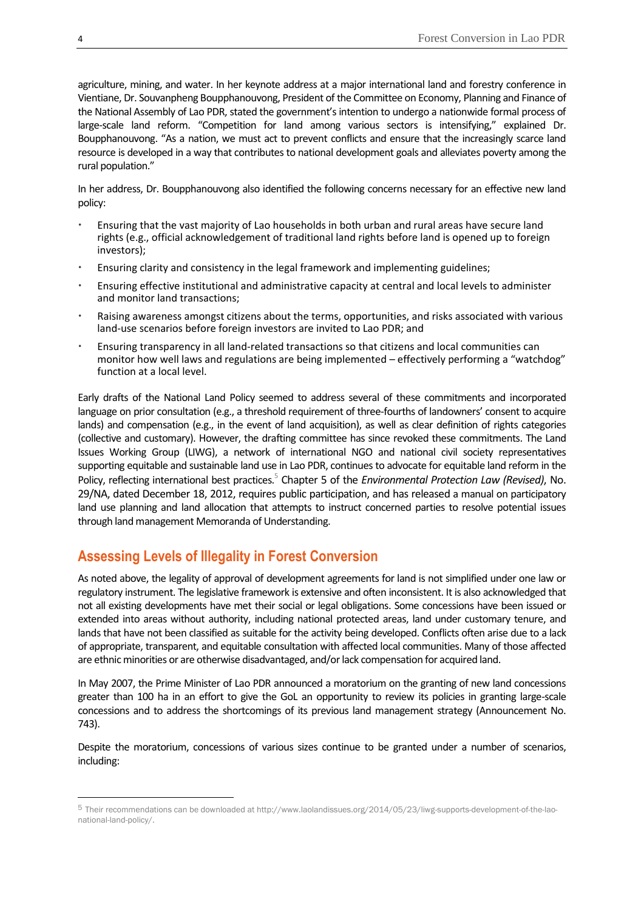agriculture, mining, and water. In her keynote address at a major international land and forestry conference in Vientiane, Dr. Souvanpheng Boupphanouvong, President of the Committee on Economy, Planning and Finance of the National Assembly of Lao PDR, stated the government's intention to undergo a nationwide formal process of large-scale land reform. "Competition for land among various sectors is intensifying," explained Dr. Boupphanouvong. "As a nation, we must act to prevent conflicts and ensure that the increasingly scarce land resource is developed in a way that contributes to national development goals and alleviates poverty among the rural population."

In her address, Dr. Boupphanouvong also identified the following concerns necessary for an effective new land policy:

- Ensuring that the vast majority of Lao households in both urban and rural areas have secure land rights (e.g., official acknowledgement of traditional land rights before land is opened up to foreign investors);
- Ensuring clarity and consistency in the legal framework and implementing guidelines;
- Ensuring effective institutional and administrative capacity at central and local levels to administer and monitor land transactions;
- Raising awareness amongst citizens about the terms, opportunities, and risks associated with various land-use scenarios before foreign investors are invited to Lao PDR; and
- Ensuring transparency in all land-related transactions so that citizens and local communities can monitor how well laws and regulations are being implemented – effectively performing a "watchdog" function at a local level.

Early drafts of the National Land Policy seemed to address several of these commitments and incorporated language on prior consultation (e.g., a threshold requirement of three-fourths of landowners' consent to acquire lands) and compensation (e.g., in the event of land acquisition), as well as clear definition of rights categories (collective and customary). However, the drafting committee has since revoked these commitments. The Land Issues Working Group (LIWG), a network of international NGO and national civil society representatives supporting equitable and sustainable land use in Lao PDR, continues to advocate for equitable land reform in the Policy, reflecting international best practices.[5] Chapter 5 of the *Environmental Protection Law (Revised)*, No. 29/NA, dated December 18, 2012, requires public participation, and has released a manual on participatory land use planning and land allocation that attempts to instruct concerned parties to resolve potential issues through land management Memoranda of Understanding.

## Assessing Levels of Illegality in Forest Conversion

As noted above, the legality of approval of development agreements for land is not simplified under one law or regulatory instrument. The legislative framework is extensive and often inconsistent. It is also acknowledged that not all existing developments have met their social or legal obligations. Some concessions have been issued or extended into areas without authority, including national protected areas, land under customary tenure, and lands that have not been classified as suitable for the activity being developed. Conflicts often arise due to a lack of appropriate, transparent, and equitable consultation with affected local communities. Many of those affected are ethnic minorities or are otherwise disadvantaged, and/or lack compensation for acquired land.

In May 2007, the Prime Minister of Lao PDR announced a moratorium on the granting of new land concessions greater than 100 ha in an effort to give the GoL an opportunity to review its policies in granting large-scale concessions and to address the shortcomings of its previous land management strategy (Announcement No. 743).

Despite the moratorium, concessions of various sizes continue to be granted under a number of scenarios, including:

[5] Their recommendations can be downloaded at http://www.laolandissues.org/2014/05/23/liwg-supports-development-of-the-lao-national-land-policy/.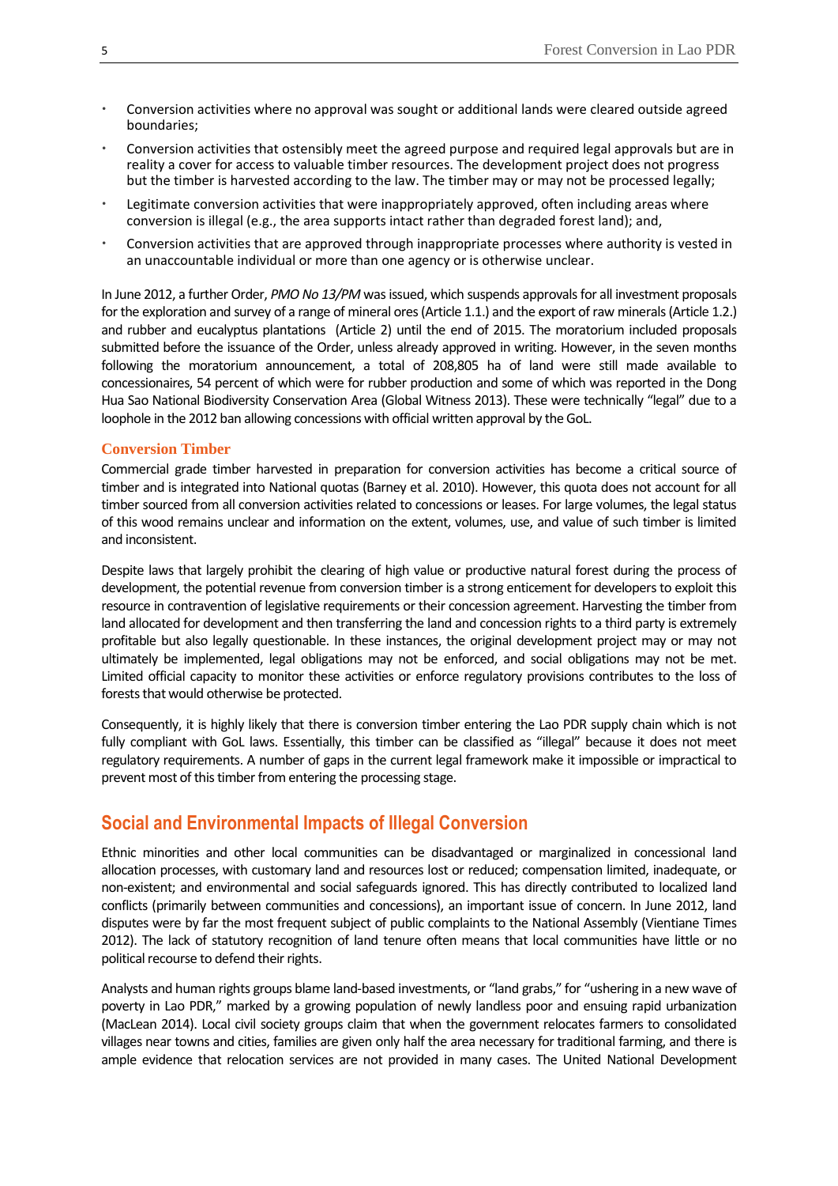- Conversion activities where no approval was sought or additional lands were cleared outside agreed boundaries;
- Conversion activities that ostensibly meet the agreed purpose and required legal approvals but are in reality a cover for access to valuable timber resources. The development project does not progress but the timber is harvested according to the law. The timber may or may not be processed legally;
- Legitimate conversion activities that were inappropriately approved, often including areas where conversion is illegal (e.g., the area supports intact rather than degraded forest land); and,
- Conversion activities that are approved through inappropriate processes where authority is vested in an unaccountable individual or more than one agency or is otherwise unclear.

In June 2012, a further Order, *PMO No 13/PM* was issued, which suspends approvals for all investment proposals for the exploration and survey of a range of mineral ores (Article 1.1.) and the export of raw minerals (Article 1.2.) and rubber and eucalyptus plantations (Article 2) until the end of 2015. The moratorium included proposals submitted before the issuance of the Order, unless already approved in writing. However, in the seven months following the moratorium announcement, a total of 208,805 ha of land were still made available to concessionaires, 54 percent of which were for rubber production and some of which was reported in the Dong Hua Sao National Biodiversity Conservation Area (Global Witness 2013). These were technically "legal" due to a loophole in the 2012 ban allowing concessions with official written approval by the GoL.

### Conversion Timber

Commercial grade timber harvested in preparation for conversion activities has become a critical source of timber and is integrated into National quotas (Barney et al. 2010). However, this quota does not account for all timber sourced from all conversion activities related to concessions or leases. For large volumes, the legal status of this wood remains unclear and information on the extent, volumes, use, and value of such timber is limited and inconsistent.

Despite laws that largely prohibit the clearing of high value or productive natural forest during the process of development, the potential revenue from conversion timber is a strong enticement for developers to exploit this resource in contravention of legislative requirements or their concession agreement. Harvesting the timber from land allocated for development and then transferring the land and concession rights to a third party is extremely profitable but also legally questionable. In these instances, the original development project may or may not ultimately be implemented, legal obligations may not be enforced, and social obligations may not be met. Limited official capacity to monitor these activities or enforce regulatory provisions contributes to the loss of forests that would otherwise be protected.

Consequently, it is highly likely that there is conversion timber entering the Lao PDR supply chain which is not fully compliant with GoL laws. Essentially, this timber can be classified as "illegal" because it does not meet regulatory requirements. A number of gaps in the current legal framework make it impossible or impractical to prevent most of this timber from entering the processing stage.

## Social and Environmental Impacts of Illegal Conversion

Ethnic minorities and other local communities can be disadvantaged or marginalized in concessional land allocation processes, with customary land and resources lost or reduced; compensation limited, inadequate, or non-existent; and environmental and social safeguards ignored. This has directly contributed to localized land conflicts (primarily between communities and concessions), an important issue of concern. In June 2012, land disputes were by far the most frequent subject of public complaints to the National Assembly (Vientiane Times 2012). The lack of statutory recognition of land tenure often means that local communities have little or no political recourse to defend their rights.

Analysts and human rights groups blame land-based investments, or "land grabs," for "ushering in a new wave of poverty in Lao PDR," marked by a growing population of newly landless poor and ensuing rapid urbanization (MacLean 2014). Local civil society groups claim that when the government relocates farmers to consolidated villages near towns and cities, families are given only half the area necessary for traditional farming, and there is ample evidence that relocation services are not provided in many cases. The United National Development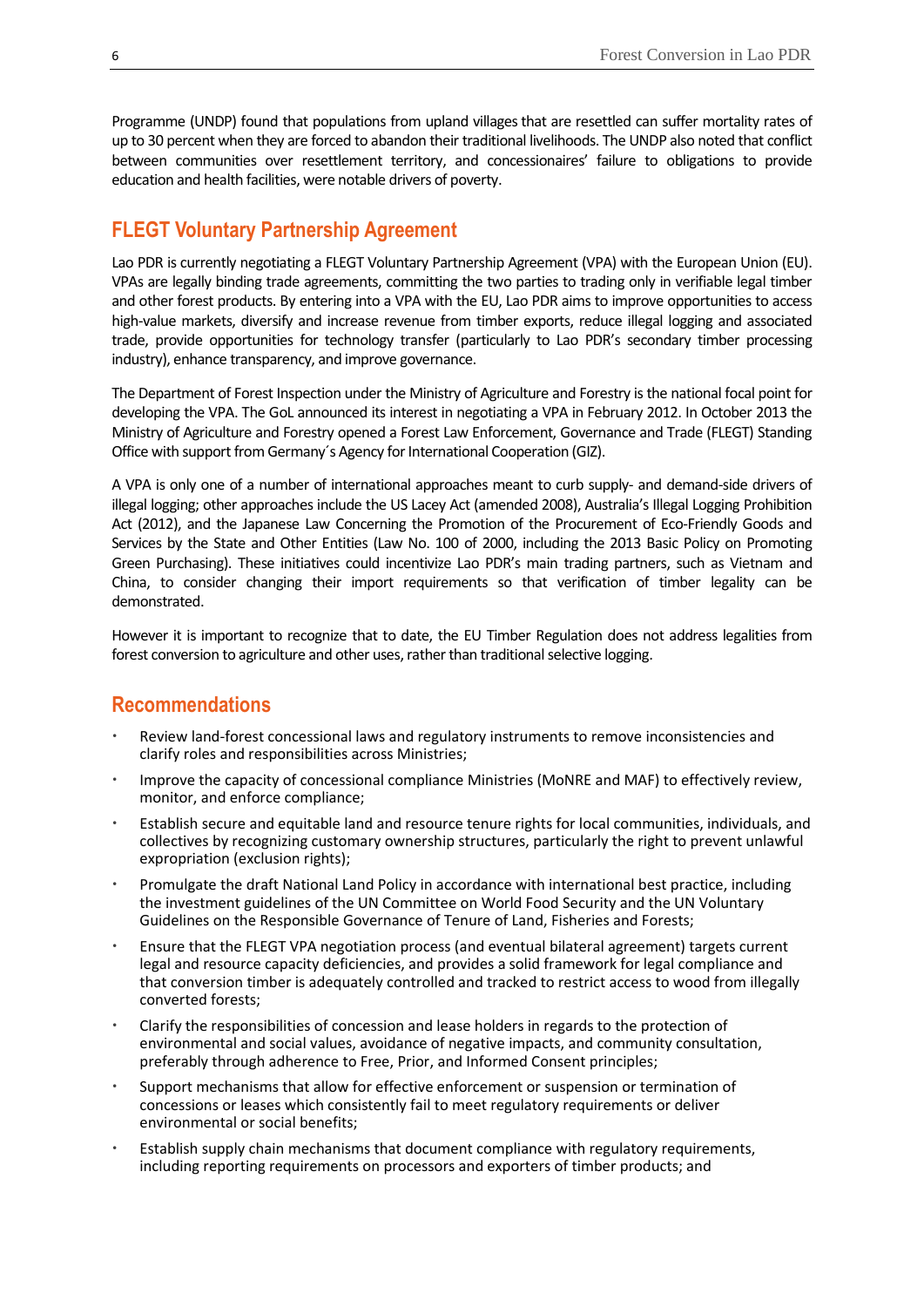Programme (UNDP) found that populations from upland villages that are resettled can suffer mortality rates of up to 30 percent when they are forced to abandon their traditional livelihoods. The UNDP also noted that conflict between communities over resettlement territory, and concessionaires' failure to obligations to provide education and health facilities, were notable drivers of poverty.

## FLEGT Voluntary Partnership Agreement

Lao PDR is currently negotiating a FLEGT Voluntary Partnership Agreement (VPA) with the European Union (EU). VPAs are legally binding trade agreements, committing the two parties to trading only in verifiable legal timber and other forest products. By entering into a VPA with the EU, Lao PDR aims to improve opportunities to access high-value markets, diversify and increase revenue from timber exports, reduce illegal logging and associated trade, provide opportunities for technology transfer (particularly to Lao PDR's secondary timber processing industry), enhance transparency, and improve governance.

The Department of Forest Inspection under the Ministry of Agriculture and Forestry is the national focal point for developing the VPA. The GoL announced its interest in negotiating a VPA in February 2012. In October 2013 the Ministry of Agriculture and Forestry opened a Forest Law Enforcement, Governance and Trade (FLEGT) Standing Office with support from Germany´s Agency for International Cooperation (GIZ).

A VPA is only one of a number of international approaches meant to curb supply- and demand-side drivers of illegal logging; other approaches include the US Lacey Act (amended 2008), Australia's Illegal Logging Prohibition Act (2012), and the Japanese Law Concerning the Promotion of the Procurement of Eco-Friendly Goods and Services by the State and Other Entities (Law No. 100 of 2000, including the 2013 Basic Policy on Promoting Green Purchasing). These initiatives could incentivize Lao PDR's main trading partners, such as Vietnam and China, to consider changing their import requirements so that verification of timber legality can be demonstrated.

However it is important to recognize that to date, the EU Timber Regulation does not address legalities from forest conversion to agriculture and other uses, rather than traditional selective logging.

## Recommendations

- Review land-forest concessional laws and regulatory instruments to remove inconsistencies and clarify roles and responsibilities across Ministries;
- Improve the capacity of concessional compliance Ministries (MoNRE and MAF) to effectively review, monitor, and enforce compliance;
- Establish secure and equitable land and resource tenure rights for local communities, individuals, and collectives by recognizing customary ownership structures, particularly the right to prevent unlawful expropriation (exclusion rights);
- Promulgate the draft National Land Policy in accordance with international best practice, including the investment guidelines of the UN Committee on World Food Security and the UN Voluntary Guidelines on the Responsible Governance of Tenure of Land, Fisheries and Forests;
- Ensure that the FLEGT VPA negotiation process (and eventual bilateral agreement) targets current legal and resource capacity deficiencies, and provides a solid framework for legal compliance and that conversion timber is adequately controlled and tracked to restrict access to wood from illegally converted forests;
- Clarify the responsibilities of concession and lease holders in regards to the protection of environmental and social values, avoidance of negative impacts, and community consultation, preferably through adherence to Free, Prior, and Informed Consent principles;
- Support mechanisms that allow for effective enforcement or suspension or termination of concessions or leases which consistently fail to meet regulatory requirements or deliver environmental or social benefits;
- Establish supply chain mechanisms that document compliance with regulatory requirements, including reporting requirements on processors and exporters of timber products; and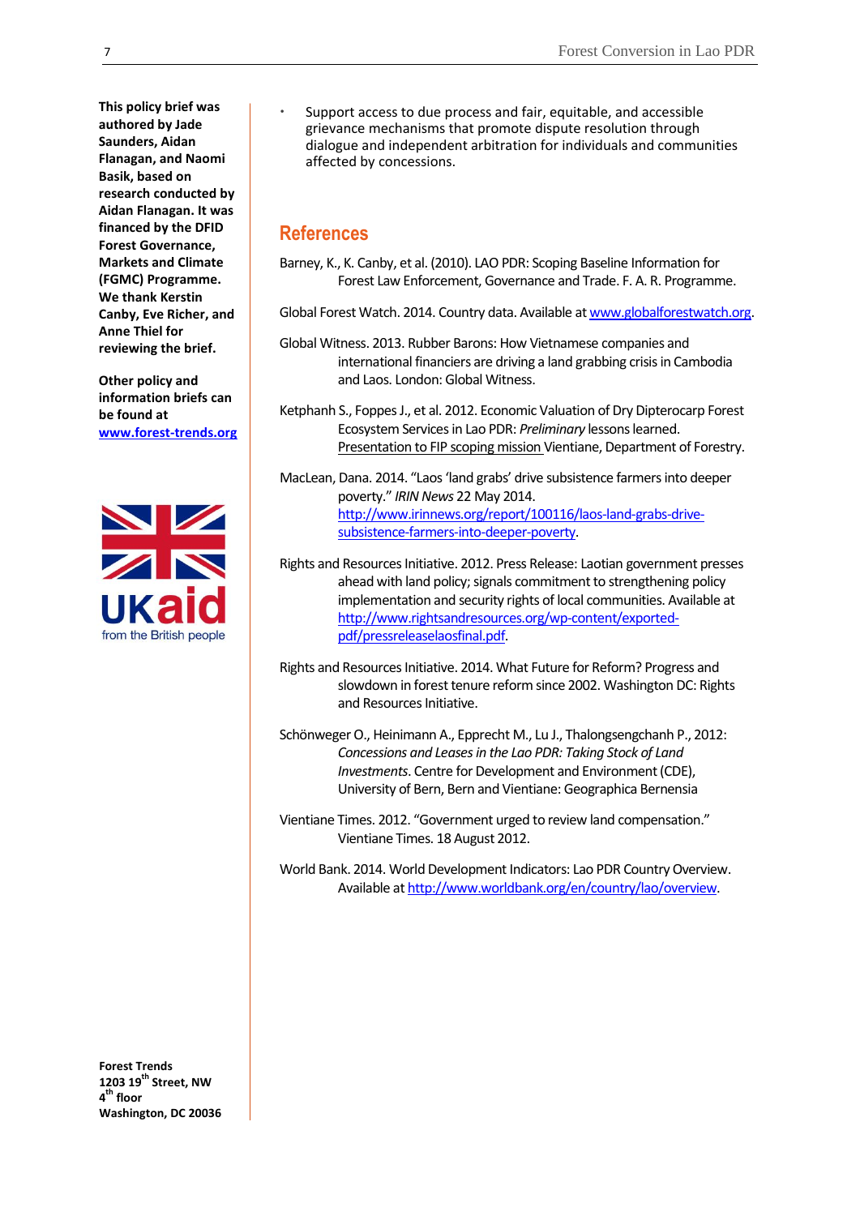**This policy brief was authored by Jade Saunders, Aidan Flanagan, and Naomi Basik, based on research conducted by Aidan Flanagan. It was financed by the DFID Forest Governance, Markets and Climate (FGMC) Programme. We thank Kerstin Canby, Eve Richer, and Anne Thiel for reviewing the brief.**

**Other policy and information briefs can be found at [www.forest-trends.org](www.forest-trends.org)**

UKaid
from the British people

**Forest Trends**
**1203 19th Street, NW**
**4th floor**
**Washington, DC 20036**

- Support access to due process and fair, equitable, and accessible grievance mechanisms that promote dispute resolution through dialogue and independent arbitration for individuals and communities affected by concessions.

## References

Barney, K., K. Canby, et al. (2010). LAO PDR: Scoping Baseline Information for Forest Law Enforcement, Governance and Trade. F. A. R. Programme.

Global Forest Watch. 2014. Country data. Available at [www.globalforestwatch.org](www.globalforestwatch.org).

Global Witness. 2013. Rubber Barons: How Vietnamese companies and international financiers are driving a land grabbing crisis in Cambodia and Laos. London: Global Witness.

Ketphanh S., Foppes J., et al. 2012. Economic Valuation of Dry Dipterocarp Forest Ecosystem Services in Lao PDR: *Preliminary* lessons learned. Presentation to FIP scoping mission Vientiane, Department of Forestry.

MacLean, Dana. 2014. "Laos 'land grabs' drive subsistence farmers into deeper poverty." *IRIN News* 22 May 2014. [http://www.irinnews.org/report/100116/laos-land-grabs-drive-subsistence-farmers-into-deeper-poverty](http://www.irinnews.org/report/100116/laos-land-grabs-drive-subsistence-farmers-into-deeper-poverty).

Rights and Resources Initiative. 2012. Press Release: Laotian government presses ahead with land policy; signals commitment to strengthening policy implementation and security rights of local communities. Available at [http://www.rightsandresources.org/wp-content/exported-pdf/pressreleaselaosfinal.pdf](http://www.rightsandresources.org/wp-content/exported-pdf/pressreleaselaosfinal.pdf).

Rights and Resources Initiative. 2014. What Future for Reform? Progress and slowdown in forest tenure reform since 2002. Washington DC: Rights and Resources Initiative.

Schönweger O., Heinimann A., Epprecht M., Lu J., Thalongsengchanh P., 2012: *Concessions and Leases in the Lao PDR: Taking Stock of Land Investments*. Centre for Development and Environment (CDE), University of Bern, Bern and Vientiane: Geographica Bernensia

Vientiane Times. 2012. "Government urged to review land compensation." Vientiane Times. 18 August 2012.

World Bank. 2014. World Development Indicators: Lao PDR Country Overview. Available at [http://www.worldbank.org/en/country/lao/overview](http://www.worldbank.org/en/country/lao/overview).